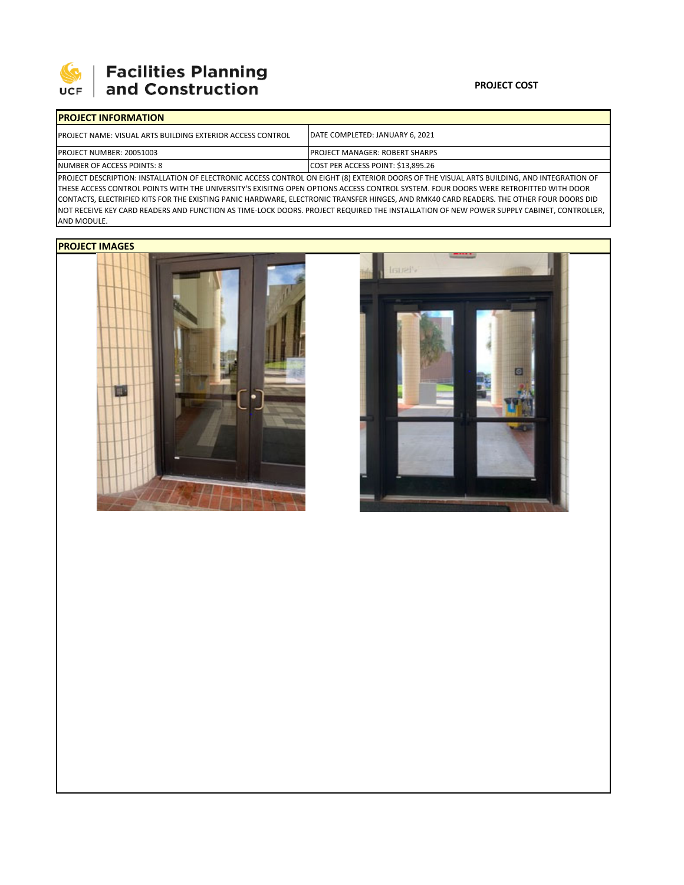Facilities Planning and Construction

**PROJECT COST**

## PROJECT INFORMATION

| PROJECT NAME: VISUAL ARTS BUILDING EXTERIOR ACCESS CONTROL | DATE COMPLETED: JANUARY 6, 2021 |
|---|---|
| PROJECT NUMBER: 20051003 | PROJECT MANAGER: ROBERT SHARPS |
| NUMBER OF ACCESS POINTS: 8 | COST PER ACCESS POINT: $13,895.26 |

PROJECT DESCRIPTION: INSTALLATION OF ELECTRONIC ACCESS CONTROL ON EIGHT (8) EXTERIOR DOORS OF THE VISUAL ARTS BUILDING, AND INTEGRATION OF THESE ACCESS CONTROL POINTS WITH THE UNIVERSITY'S EXISITNG OPEN OPTIONS ACCESS CONTROL SYSTEM. FOUR DOORS WERE RETROFITTED WITH DOOR CONTACTS, ELECTRIFIED KITS FOR THE EXISTING PANIC HARDWARE, ELECTRONIC TRANSFER HINGES, AND RMK40 CARD READERS. THE OTHER FOUR DOORS DID NOT RECEIVE KEY CARD READERS AND FUNCTION AS TIME-LOCK DOORS. PROJECT REQUIRED THE INSTALLATION OF NEW POWER SUPPLY CABINET, CONTROLLER, AND MODULE.

## PROJECT IMAGES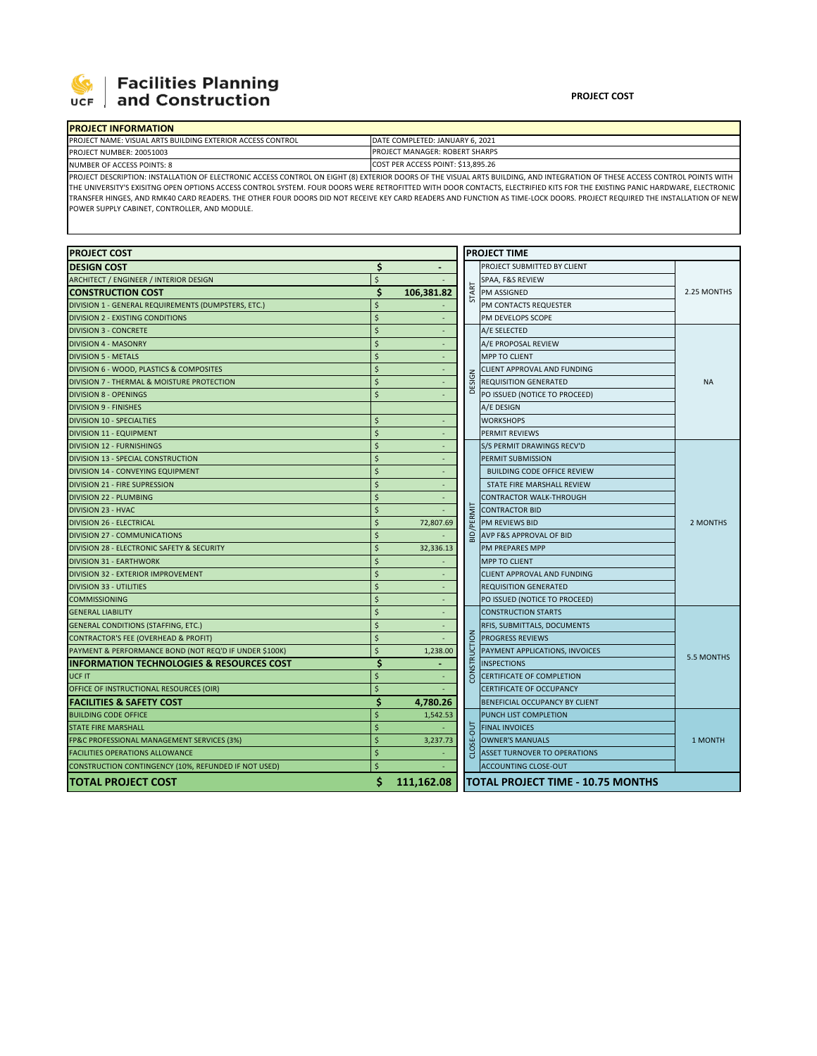**Facilities Planning and Construction**

**PROJECT COST**

| PROJECT INFORMATION | |
|---|---|
| PROJECT NAME: VISUAL ARTS BUILDING EXTERIOR ACCESS CONTROL | DATE COMPLETED: JANUARY 6, 2021 |
| PROJECT NUMBER: 20051003 | PROJECT MANAGER: ROBERT SHARPS |
| NUMBER OF ACCESS POINTS: 8 | COST PER ACCESS POINT: $13,895.26 |

PROJECT DESCRIPTION: INSTALLATION OF ELECTRONIC ACCESS CONTROL ON EIGHT (8) EXTERIOR DOORS OF THE VISUAL ARTS BUILDING, AND INTEGRATION OF THESE ACCESS CONTROL POINTS WITH THE UNIVERSITY'S EXISITNG OPEN OPTIONS ACCESS CONTROL SYSTEM. FOUR DOORS WERE RETROFITTED WITH DOOR CONTACTS, ELECTRIFIED KITS FOR THE EXISTING PANIC HARDWARE, ELECTRONIC TRANSFER HINGES, AND RMK40 CARD READERS. THE OTHER FOUR DOORS DID NOT RECEIVE KEY CARD READERS AND FUNCTION AS TIME-LOCK DOORS. PROJECT REQUIRED THE INSTALLATION OF NEW POWER SUPPLY CABINET, CONTROLLER, AND MODULE.

| PROJECT COST | |
|---|---|
| **DESIGN COST** | **$ -** |
| ARCHITECT / ENGINEER / INTERIOR DESIGN | $ - |
| **CONSTRUCTION COST** | **$ 106,381.82** |
| DIVISION 1 - GENERAL REQUIREMENTS (DUMPSTERS, ETC.) | $ - |
| DIVISION 2 - EXISTING CONDITIONS | $ - |
| DIVISION 3 - CONCRETE | $ - |
| DIVISION 4 - MASONRY | $ - |
| DIVISION 5 - METALS | $ - |
| DIVISION 6 - WOOD, PLASTICS & COMPOSITES | $ - |
| DIVISION 7 - THERMAL & MOISTURE PROTECTION | $ - |
| DIVISION 8 - OPENINGS | $ - |
| DIVISION 9 - FINISHES | |
| DIVISION 10 - SPECIALTIES | $ - |
| DIVISION 11 - EQUIPMENT | $ - |
| DIVISION 12 - FURNISHINGS | $ - |
| DIVISION 13 - SPECIAL CONSTRUCTION | $ - |
| DIVISION 14 - CONVEYING EQUIPMENT | $ - |
| DIVISION 21 - FIRE SUPRESSION | $ - |
| DIVISION 22 - PLUMBING | $ - |
| DIVISION 23 - HVAC | $ - |
| DIVISION 26 - ELECTRICAL | $ 72,807.69 |
| DIVISION 27 - COMMUNICATIONS | $ - |
| DIVISION 28 - ELECTRONIC SAFETY & SECURITY | $ 32,336.13 |
| DIVISION 31 - EARTHWORK | $ - |
| DIVISION 32 - EXTERIOR IMPROVEMENT | $ - |
| DIVISION 33 - UTILITIES | $ - |
| COMMISSIONING | $ - |
| GENERAL LIABILITY | $ - |
| GENERAL CONDITIONS (STAFFING, ETC.) | $ - |
| CONTRACTOR'S FEE (OVERHEAD & PROFIT) | $ - |
| PAYMENT & PERFORMANCE BOND (NOT REQ'D IF UNDER $100K) | $ 1,238.00 |
| **INFORMATION TECHNOLOGIES & RESOURCES COST** | **$ -** |
| UCF IT | $ - |
| OFFICE OF INSTRUCTIONAL RESOURCES (OIR) | $ - |
| **FACILITIES & SAFETY COST** | **$ 4,780.26** |
| BUILDING CODE OFFICE | $ 1,542.53 |
| STATE FIRE MARSHALL | $ - |
| FP&C PROFESSIONAL MANAGEMENT SERVICES (3%) | $ 3,237.73 |
| FACILITIES OPERATIONS ALLOWANCE | $ - |
| CONSTRUCTION CONTINGENCY (10%, REFUNDED IF NOT USED) | $ - |
| **TOTAL PROJECT COST** | **$ 111,162.08** |

| PROJECT TIME | | |
|---|---|---|
| START | PROJECT SUBMITTED BY CLIENT | 2.25 MONTHS |
| | SPAA, F&S REVIEW | |
| | PM ASSIGNED | |
| | PM CONTACTS REQUESTER | |
| | PM DEVELOPS SCOPE | |
| DESIGN | A/E SELECTED | NA |
| | A/E PROPOSAL REVIEW | |
| | MPP TO CLIENT | |
| | CLIENT APPROVAL AND FUNDING | |
| | REQUISITION GENERATED | |
| | PO ISSUED (NOTICE TO PROCEED) | |
| | A/E DESIGN | |
| | WORKSHOPS | |
| | PERMIT REVIEWS | |
| BID/PERMIT | S/S PERMIT DRAWINGS RECV'D | 2 MONTHS |
| | PERMIT SUBMISSION | |
| | BUILDING CODE OFFICE REVIEW | |
| | STATE FIRE MARSHALL REVIEW | |
| | CONTRACTOR WALK-THROUGH | |
| | CONTRACTOR BID | |
| | PM REVIEWS BID | |
| | AVP F&S APPROVAL OF BID | |
| | PM PREPARES MPP | |
| | MPP TO CLIENT | |
| | CLIENT APPROVAL AND FUNDING | |
| | REQUISITION GENERATED | |
| | PO ISSUED (NOTICE TO PROCEED) | |
| CONSTRUCTION | CONSTRUCTION STARTS | 5.5 MONTHS |
| | RFIS, SUBMITTALS, DOCUMENTS | |
| | PROGRESS REVIEWS | |
| | PAYMENT APPLICATIONS, INVOICES | |
| | INSPECTIONS | |
| | CERTIFICATE OF COMPLETION | |
| | CERTIFICATE OF OCCUPANCY | |
| | BENEFICIAL OCCUPANCY BY CLIENT | |
| CLOSE-OUT | PUNCH LIST COMPLETION | 1 MONTH |
| | FINAL INVOICES | |
| | OWNER'S MANUALS | |
| | ASSET TURNOVER TO OPERATIONS | |
| | ACCOUNTING CLOSE-OUT | |
| **TOTAL PROJECT TIME - 10.75 MONTHS** | | |